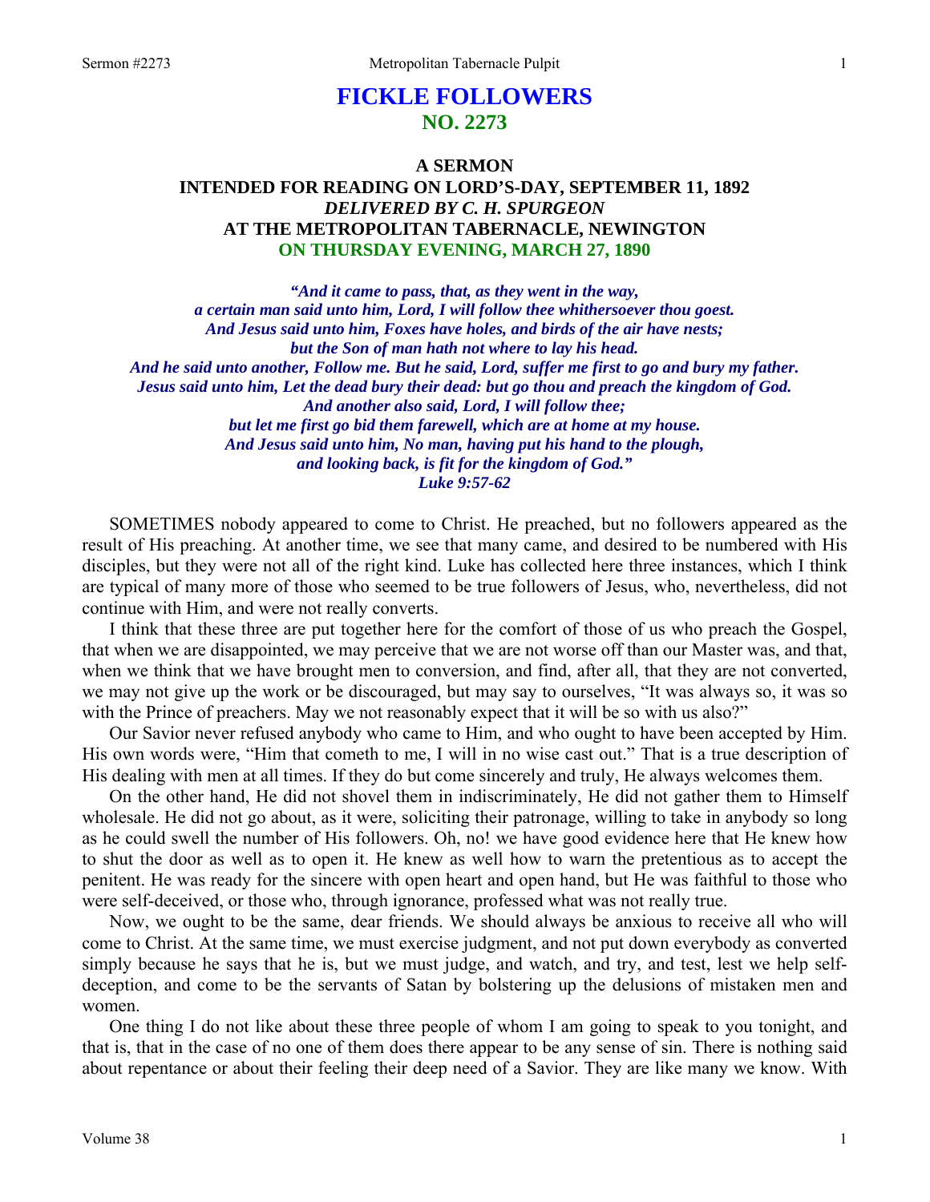# FICKLE FOLLOWERS
## NO. 2273

### A SERMON
### INTENDED FOR READING ON LORD'S-DAY, SEPTEMBER 11, 1892
### *DELIVERED BY C. H. SPURGEON*
### AT THE METROPOLITAN TABERNACLE, NEWINGTON
### ON THURSDAY EVENING, MARCH 27, 1890

***"And it came to pass, that, as they went in the way,
a certain man said unto him, Lord, I will follow thee whithersoever thou goest.
And Jesus said unto him, Foxes have holes, and birds of the air have nests;
but the Son of man hath not where to lay his head.
And he said unto another, Follow me. But he said, Lord, suffer me first to go and bury my father.
Jesus said unto him, Let the dead bury their dead: but go thou and preach the kingdom of God.
And another also said, Lord, I will follow thee;
but let me first go bid them farewell, which are at home at my house.
And Jesus said unto him, No man, having put his hand to the plough,
and looking back, is fit for the kingdom of God."
Luke 9:57-62***

SOMETIMES nobody appeared to come to Christ. He preached, but no followers appeared as the result of His preaching. At another time, we see that many came, and desired to be numbered with His disciples, but they were not all of the right kind. Luke has collected here three instances, which I think are typical of many more of those who seemed to be true followers of Jesus, who, nevertheless, did not continue with Him, and were not really converts.

I think that these three are put together here for the comfort of those of us who preach the Gospel, that when we are disappointed, we may perceive that we are not worse off than our Master was, and that, when we think that we have brought men to conversion, and find, after all, that they are not converted, we may not give up the work or be discouraged, but may say to ourselves, "It was always so, it was so with the Prince of preachers. May we not reasonably expect that it will be so with us also?"

Our Savior never refused anybody who came to Him, and who ought to have been accepted by Him. His own words were, "Him that cometh to me, I will in no wise cast out." That is a true description of His dealing with men at all times. If they do but come sincerely and truly, He always welcomes them.

On the other hand, He did not shovel them in indiscriminately, He did not gather them to Himself wholesale. He did not go about, as it were, soliciting their patronage, willing to take in anybody so long as he could swell the number of His followers. Oh, no! we have good evidence here that He knew how to shut the door as well as to open it. He knew as well how to warn the pretentious as to accept the penitent. He was ready for the sincere with open heart and open hand, but He was faithful to those who were self-deceived, or those who, through ignorance, professed what was not really true.

Now, we ought to be the same, dear friends. We should always be anxious to receive all who will come to Christ. At the same time, we must exercise judgment, and not put down everybody as converted simply because he says that he is, but we must judge, and watch, and try, and test, lest we help self-deception, and come to be the servants of Satan by bolstering up the delusions of mistaken men and women.

One thing I do not like about these three people of whom I am going to speak to you tonight, and that is, that in the case of no one of them does there appear to be any sense of sin. There is nothing said about repentance or about their feeling their deep need of a Savior. They are like many we know. With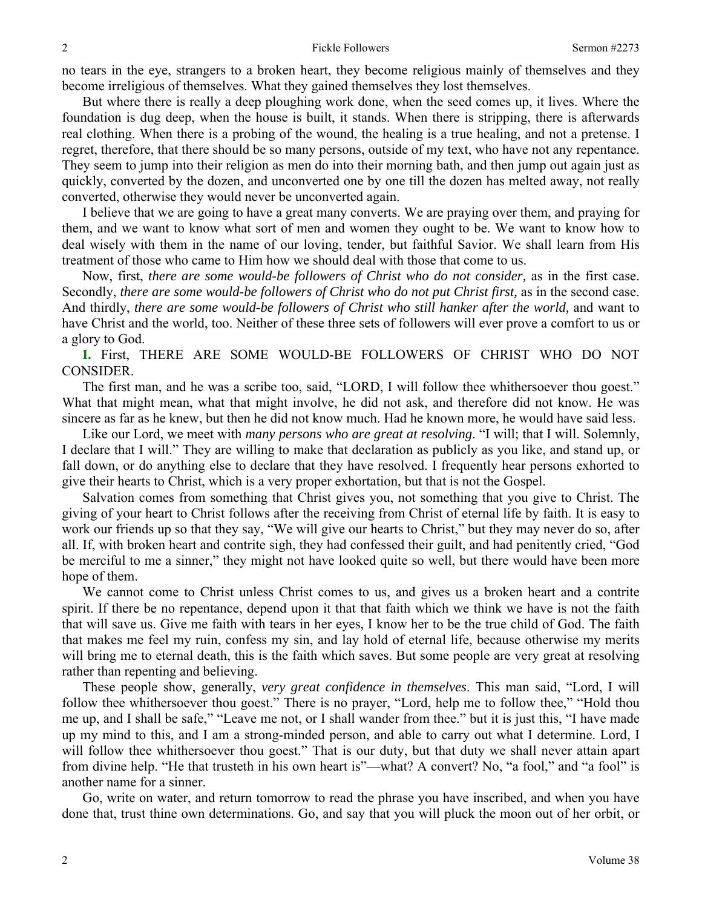no tears in the eye, strangers to a broken heart, they become religious mainly of themselves and they become irreligious of themselves. What they gained themselves they lost themselves.

But where there is really a deep ploughing work done, when the seed comes up, it lives. Where the foundation is dug deep, when the house is built, it stands. When there is stripping, there is afterwards real clothing. When there is a probing of the wound, the healing is a true healing, and not a pretense. I regret, therefore, that there should be so many persons, outside of my text, who have not any repentance. They seem to jump into their religion as men do into their morning bath, and then jump out again just as quickly, converted by the dozen, and unconverted one by one till the dozen has melted away, not really converted, otherwise they would never be unconverted again.

I believe that we are going to have a great many converts. We are praying over them, and praying for them, and we want to know what sort of men and women they ought to be. We want to know how to deal wisely with them in the name of our loving, tender, but faithful Savior. We shall learn from His treatment of those who came to Him how we should deal with those that come to us.

Now, first, *there are some would-be followers of Christ who do not consider,* as in the first case. Secondly, *there are some would-be followers of Christ who do not put Christ first,* as in the second case. And thirdly, *there are some would-be followers of Christ who still hanker after the world,* and want to have Christ and the world, too. Neither of these three sets of followers will ever prove a comfort to us or a glory to God.

**I.** First, THERE ARE SOME WOULD-BE FOLLOWERS OF CHRIST WHO DO NOT CONSIDER.

The first man, and he was a scribe too, said, "LORD, I will follow thee whithersoever thou goest." What that might mean, what that might involve, he did not ask, and therefore did not know. He was sincere as far as he knew, but then he did not know much. Had he known more, he would have said less.

Like our Lord, we meet with *many persons who are great at resolving*. "I will; that I will. Solemnly, I declare that I will." They are willing to make that declaration as publicly as you like, and stand up, or fall down, or do anything else to declare that they have resolved. I frequently hear persons exhorted to give their hearts to Christ, which is a very proper exhortation, but that is not the Gospel.

Salvation comes from something that Christ gives you, not something that you give to Christ. The giving of your heart to Christ follows after the receiving from Christ of eternal life by faith. It is easy to work our friends up so that they say, "We will give our hearts to Christ," but they may never do so, after all. If, with broken heart and contrite sigh, they had confessed their guilt, and had penitently cried, "God be merciful to me a sinner," they might not have looked quite so well, but there would have been more hope of them.

We cannot come to Christ unless Christ comes to us, and gives us a broken heart and a contrite spirit. If there be no repentance, depend upon it that that faith which we think we have is not the faith that will save us. Give me faith with tears in her eyes, I know her to be the true child of God. The faith that makes me feel my ruin, confess my sin, and lay hold of eternal life, because otherwise my merits will bring me to eternal death, this is the faith which saves. But some people are very great at resolving rather than repenting and believing.

These people show, generally, *very great confidence in themselves*. This man said, "Lord, I will follow thee whithersoever thou goest." There is no prayer, "Lord, help me to follow thee," "Hold thou me up, and I shall be safe," "Leave me not, or I shall wander from thee." but it is just this, "I have made up my mind to this, and I am a strong-minded person, and able to carry out what I determine. Lord, I will follow thee whithersoever thou goest." That is our duty, but that duty we shall never attain apart from divine help. "He that trusteth in his own heart is"—what? A convert? No, "a fool," and "a fool" is another name for a sinner.

Go, write on water, and return tomorrow to read the phrase you have inscribed, and when you have done that, trust thine own determinations. Go, and say that you will pluck the moon out of her orbit, or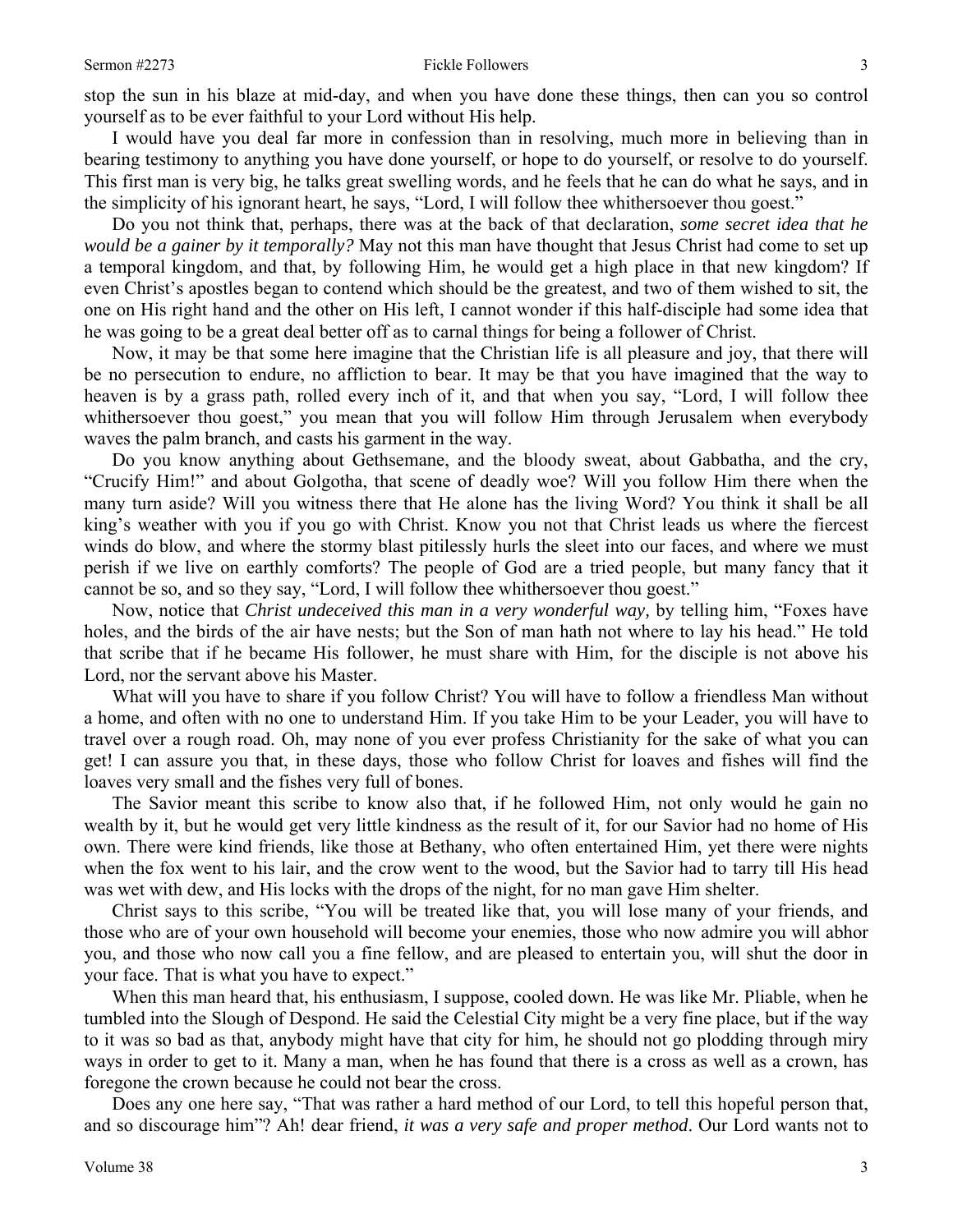stop the sun in his blaze at mid-day, and when you have done these things, then can you so control yourself as to be ever faithful to your Lord without His help.

I would have you deal far more in confession than in resolving, much more in believing than in bearing testimony to anything you have done yourself, or hope to do yourself, or resolve to do yourself. This first man is very big, he talks great swelling words, and he feels that he can do what he says, and in the simplicity of his ignorant heart, he says, "Lord, I will follow thee whithersoever thou goest."

Do you not think that, perhaps, there was at the back of that declaration, *some secret idea that he would be a gainer by it temporally?* May not this man have thought that Jesus Christ had come to set up a temporal kingdom, and that, by following Him, he would get a high place in that new kingdom? If even Christ's apostles began to contend which should be the greatest, and two of them wished to sit, the one on His right hand and the other on His left, I cannot wonder if this half-disciple had some idea that he was going to be a great deal better off as to carnal things for being a follower of Christ.

Now, it may be that some here imagine that the Christian life is all pleasure and joy, that there will be no persecution to endure, no affliction to bear. It may be that you have imagined that the way to heaven is by a grass path, rolled every inch of it, and that when you say, "Lord, I will follow thee whithersoever thou goest," you mean that you will follow Him through Jerusalem when everybody waves the palm branch, and casts his garment in the way.

Do you know anything about Gethsemane, and the bloody sweat, about Gabbatha, and the cry, "Crucify Him!" and about Golgotha, that scene of deadly woe? Will you follow Him there when the many turn aside? Will you witness there that He alone has the living Word? You think it shall be all king's weather with you if you go with Christ. Know you not that Christ leads us where the fiercest winds do blow, and where the stormy blast pitilessly hurls the sleet into our faces, and where we must perish if we live on earthly comforts? The people of God are a tried people, but many fancy that it cannot be so, and so they say, "Lord, I will follow thee whithersoever thou goest."

Now, notice that *Christ undeceived this man in a very wonderful way,* by telling him, "Foxes have holes, and the birds of the air have nests; but the Son of man hath not where to lay his head." He told that scribe that if he became His follower, he must share with Him, for the disciple is not above his Lord, nor the servant above his Master.

What will you have to share if you follow Christ? You will have to follow a friendless Man without a home, and often with no one to understand Him. If you take Him to be your Leader, you will have to travel over a rough road. Oh, may none of you ever profess Christianity for the sake of what you can get! I can assure you that, in these days, those who follow Christ for loaves and fishes will find the loaves very small and the fishes very full of bones.

The Savior meant this scribe to know also that, if he followed Him, not only would he gain no wealth by it, but he would get very little kindness as the result of it, for our Savior had no home of His own. There were kind friends, like those at Bethany, who often entertained Him, yet there were nights when the fox went to his lair, and the crow went to the wood, but the Savior had to tarry till His head was wet with dew, and His locks with the drops of the night, for no man gave Him shelter.

Christ says to this scribe, "You will be treated like that, you will lose many of your friends, and those who are of your own household will become your enemies, those who now admire you will abhor you, and those who now call you a fine fellow, and are pleased to entertain you, will shut the door in your face. That is what you have to expect."

When this man heard that, his enthusiasm, I suppose, cooled down. He was like Mr. Pliable, when he tumbled into the Slough of Despond. He said the Celestial City might be a very fine place, but if the way to it was so bad as that, anybody might have that city for him, he should not go plodding through miry ways in order to get to it. Many a man, when he has found that there is a cross as well as a crown, has foregone the crown because he could not bear the cross.

Does any one here say, "That was rather a hard method of our Lord, to tell this hopeful person that, and so discourage him"? Ah! dear friend, *it was a very safe and proper method*. Our Lord wants not to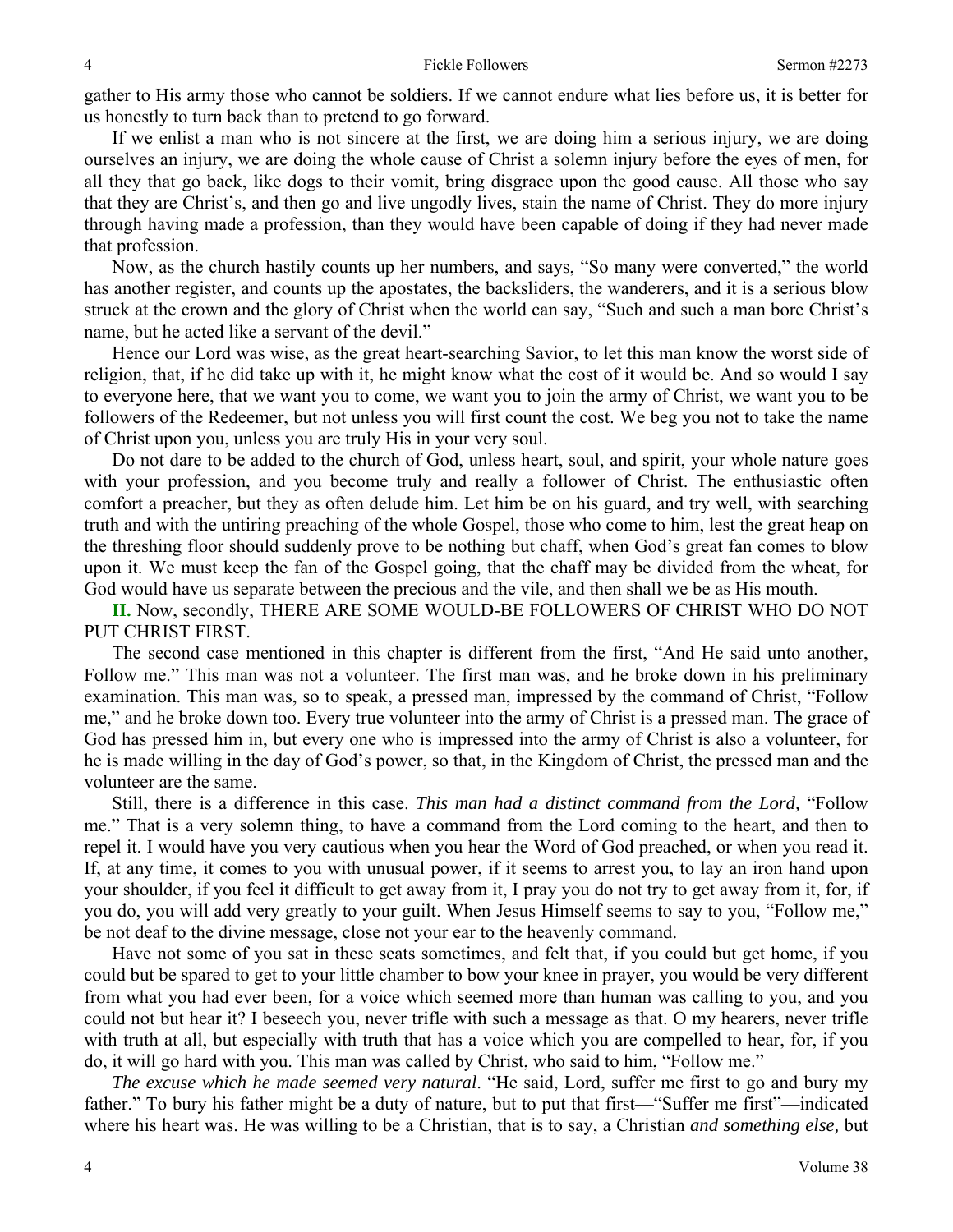gather to His army those who cannot be soldiers. If we cannot endure what lies before us, it is better for us honestly to turn back than to pretend to go forward.

If we enlist a man who is not sincere at the first, we are doing him a serious injury, we are doing ourselves an injury, we are doing the whole cause of Christ a solemn injury before the eyes of men, for all they that go back, like dogs to their vomit, bring disgrace upon the good cause. All those who say that they are Christ's, and then go and live ungodly lives, stain the name of Christ. They do more injury through having made a profession, than they would have been capable of doing if they had never made that profession.

Now, as the church hastily counts up her numbers, and says, "So many were converted," the world has another register, and counts up the apostates, the backsliders, the wanderers, and it is a serious blow struck at the crown and the glory of Christ when the world can say, "Such and such a man bore Christ's name, but he acted like a servant of the devil."

Hence our Lord was wise, as the great heart-searching Savior, to let this man know the worst side of religion, that, if he did take up with it, he might know what the cost of it would be. And so would I say to everyone here, that we want you to come, we want you to join the army of Christ, we want you to be followers of the Redeemer, but not unless you will first count the cost. We beg you not to take the name of Christ upon you, unless you are truly His in your very soul.

Do not dare to be added to the church of God, unless heart, soul, and spirit, your whole nature goes with your profession, and you become truly and really a follower of Christ. The enthusiastic often comfort a preacher, but they as often delude him. Let him be on his guard, and try well, with searching truth and with the untiring preaching of the whole Gospel, those who come to him, lest the great heap on the threshing floor should suddenly prove to be nothing but chaff, when God's great fan comes to blow upon it. We must keep the fan of the Gospel going, that the chaff may be divided from the wheat, for God would have us separate between the precious and the vile, and then shall we be as His mouth.

**II.** Now, secondly, THERE ARE SOME WOULD-BE FOLLOWERS OF CHRIST WHO DO NOT PUT CHRIST FIRST.

The second case mentioned in this chapter is different from the first, "And He said unto another, Follow me." This man was not a volunteer. The first man was, and he broke down in his preliminary examination. This man was, so to speak, a pressed man, impressed by the command of Christ, "Follow me," and he broke down too. Every true volunteer into the army of Christ is a pressed man. The grace of God has pressed him in, but every one who is impressed into the army of Christ is also a volunteer, for he is made willing in the day of God's power, so that, in the Kingdom of Christ, the pressed man and the volunteer are the same.

Still, there is a difference in this case. *This man had a distinct command from the Lord,* "Follow me." That is a very solemn thing, to have a command from the Lord coming to the heart, and then to repel it. I would have you very cautious when you hear the Word of God preached, or when you read it. If, at any time, it comes to you with unusual power, if it seems to arrest you, to lay an iron hand upon your shoulder, if you feel it difficult to get away from it, I pray you do not try to get away from it, for, if you do, you will add very greatly to your guilt. When Jesus Himself seems to say to you, "Follow me," be not deaf to the divine message, close not your ear to the heavenly command.

Have not some of you sat in these seats sometimes, and felt that, if you could but get home, if you could but be spared to get to your little chamber to bow your knee in prayer, you would be very different from what you had ever been, for a voice which seemed more than human was calling to you, and you could not but hear it? I beseech you, never trifle with such a message as that. O my hearers, never trifle with truth at all, but especially with truth that has a voice which you are compelled to hear, for, if you do, it will go hard with you. This man was called by Christ, who said to him, "Follow me."

*The excuse which he made seemed very natural*. "He said, Lord, suffer me first to go and bury my father." To bury his father might be a duty of nature, but to put that first—"Suffer me first"—indicated where his heart was. He was willing to be a Christian, that is to say, a Christian *and something else,* but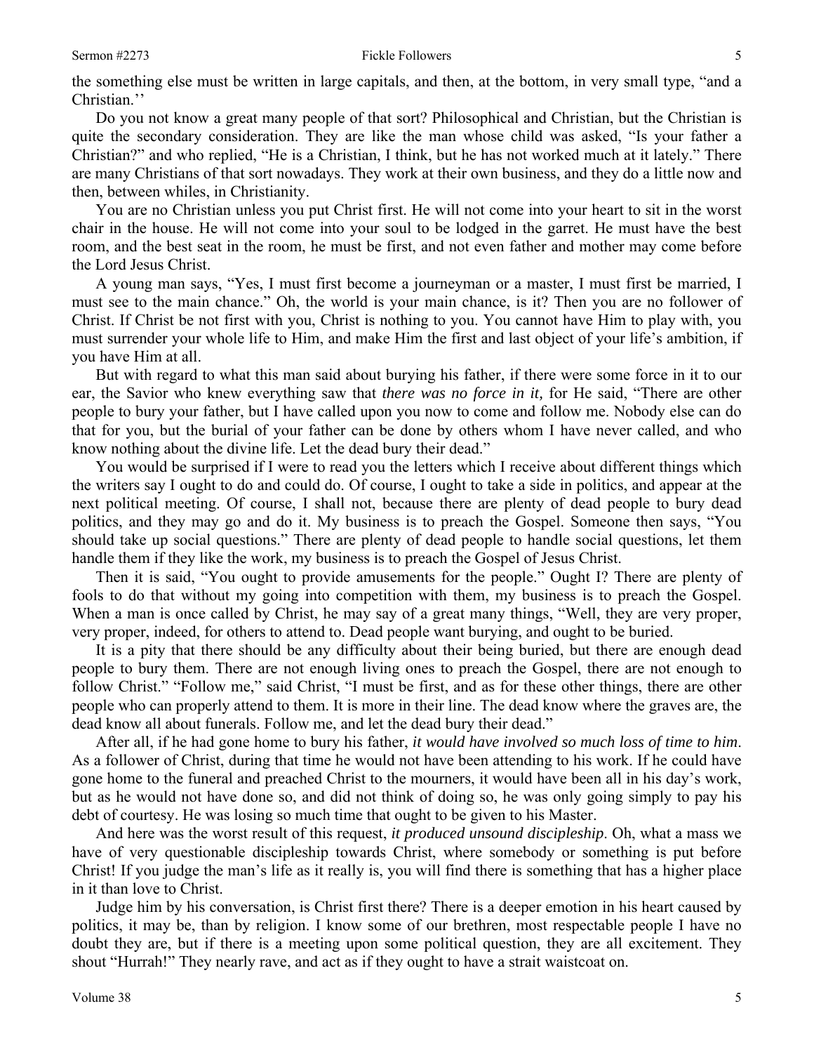the something else must be written in large capitals, and then, at the bottom, in very small type, "and a Christian.''

Do you not know a great many people of that sort? Philosophical and Christian, but the Christian is quite the secondary consideration. They are like the man whose child was asked, "Is your father a Christian?" and who replied, "He is a Christian, I think, but he has not worked much at it lately." There are many Christians of that sort nowadays. They work at their own business, and they do a little now and then, between whiles, in Christianity.

You are no Christian unless you put Christ first. He will not come into your heart to sit in the worst chair in the house. He will not come into your soul to be lodged in the garret. He must have the best room, and the best seat in the room, he must be first, and not even father and mother may come before the Lord Jesus Christ.

A young man says, "Yes, I must first become a journeyman or a master, I must first be married, I must see to the main chance." Oh, the world is your main chance, is it? Then you are no follower of Christ. If Christ be not first with you, Christ is nothing to you. You cannot have Him to play with, you must surrender your whole life to Him, and make Him the first and last object of your life's ambition, if you have Him at all.

But with regard to what this man said about burying his father, if there were some force in it to our ear, the Savior who knew everything saw that *there was no force in it,* for He said, "There are other people to bury your father, but I have called upon you now to come and follow me. Nobody else can do that for you, but the burial of your father can be done by others whom I have never called, and who know nothing about the divine life. Let the dead bury their dead."

You would be surprised if I were to read you the letters which I receive about different things which the writers say I ought to do and could do. Of course, I ought to take a side in politics, and appear at the next political meeting. Of course, I shall not, because there are plenty of dead people to bury dead politics, and they may go and do it. My business is to preach the Gospel. Someone then says, "You should take up social questions." There are plenty of dead people to handle social questions, let them handle them if they like the work, my business is to preach the Gospel of Jesus Christ.

Then it is said, "You ought to provide amusements for the people." Ought I? There are plenty of fools to do that without my going into competition with them, my business is to preach the Gospel. When a man is once called by Christ, he may say of a great many things, "Well, they are very proper, very proper, indeed, for others to attend to. Dead people want burying, and ought to be buried.

It is a pity that there should be any difficulty about their being buried, but there are enough dead people to bury them. There are not enough living ones to preach the Gospel, there are not enough to follow Christ." "Follow me," said Christ, "I must be first, and as for these other things, there are other people who can properly attend to them. It is more in their line. The dead know where the graves are, the dead know all about funerals. Follow me, and let the dead bury their dead."

After all, if he had gone home to bury his father, *it would have involved so much loss of time to him*. As a follower of Christ, during that time he would not have been attending to his work. If he could have gone home to the funeral and preached Christ to the mourners, it would have been all in his day's work, but as he would not have done so, and did not think of doing so, he was only going simply to pay his debt of courtesy. He was losing so much time that ought to be given to his Master.

And here was the worst result of this request, *it produced unsound discipleship*. Oh, what a mass we have of very questionable discipleship towards Christ, where somebody or something is put before Christ! If you judge the man's life as it really is, you will find there is something that has a higher place in it than love to Christ.

Judge him by his conversation, is Christ first there? There is a deeper emotion in his heart caused by politics, it may be, than by religion. I know some of our brethren, most respectable people I have no doubt they are, but if there is a meeting upon some political question, they are all excitement. They shout "Hurrah!" They nearly rave, and act as if they ought to have a strait waistcoat on.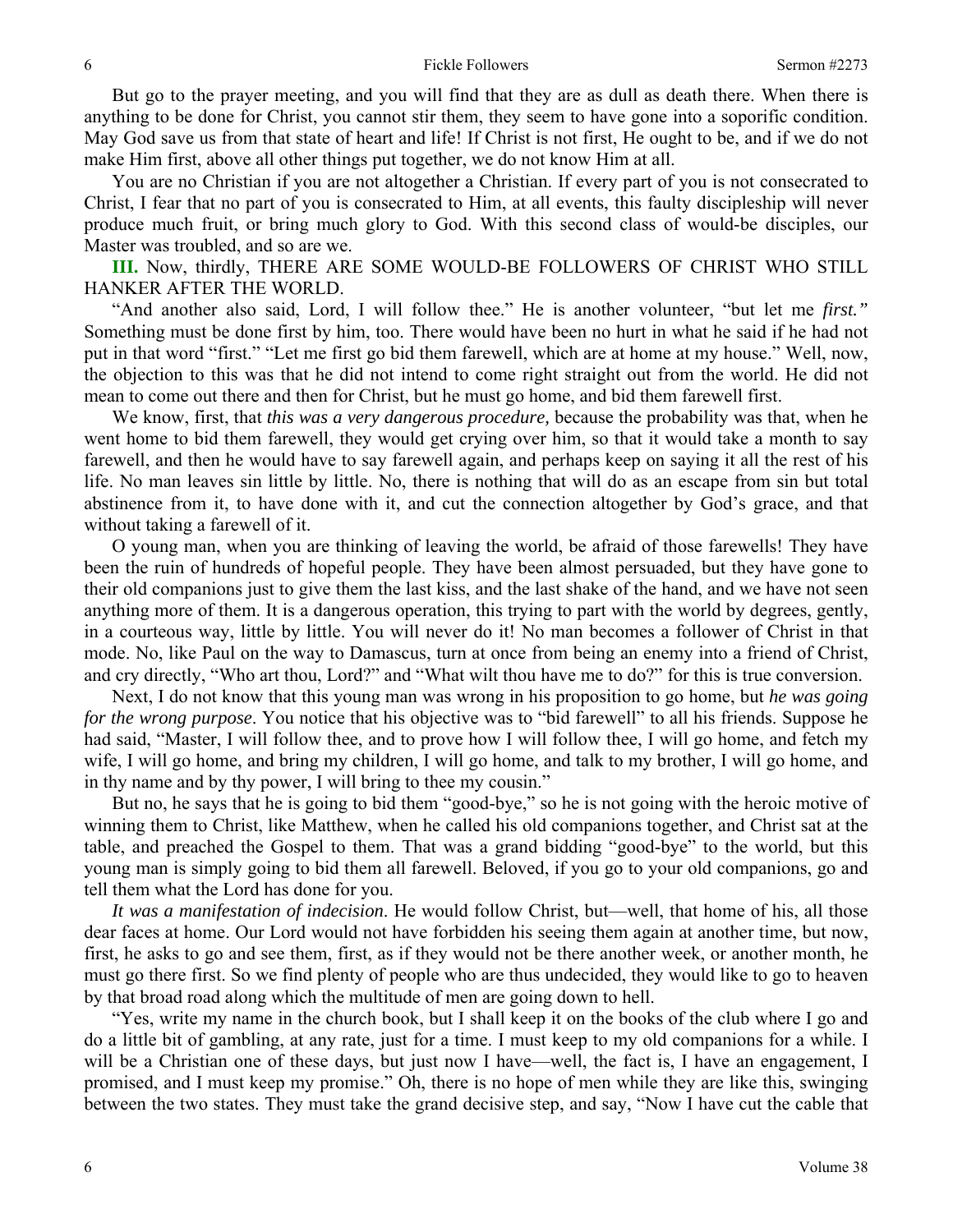But go to the prayer meeting, and you will find that they are as dull as death there. When there is anything to be done for Christ, you cannot stir them, they seem to have gone into a soporific condition. May God save us from that state of heart and life! If Christ is not first, He ought to be, and if we do not make Him first, above all other things put together, we do not know Him at all.

You are no Christian if you are not altogether a Christian. If every part of you is not consecrated to Christ, I fear that no part of you is consecrated to Him, at all events, this faulty discipleship will never produce much fruit, or bring much glory to God. With this second class of would-be disciples, our Master was troubled, and so are we.

**III.** Now, thirdly, THERE ARE SOME WOULD-BE FOLLOWERS OF CHRIST WHO STILL HANKER AFTER THE WORLD.

"And another also said, Lord, I will follow thee." He is another volunteer, "but let me *first."* Something must be done first by him, too. There would have been no hurt in what he said if he had not put in that word "first." "Let me first go bid them farewell, which are at home at my house." Well, now, the objection to this was that he did not intend to come right straight out from the world. He did not mean to come out there and then for Christ, but he must go home, and bid them farewell first.

We know, first, that *this was a very dangerous procedure,* because the probability was that, when he went home to bid them farewell, they would get crying over him, so that it would take a month to say farewell, and then he would have to say farewell again, and perhaps keep on saying it all the rest of his life. No man leaves sin little by little. No, there is nothing that will do as an escape from sin but total abstinence from it, to have done with it, and cut the connection altogether by God's grace, and that without taking a farewell of it.

O young man, when you are thinking of leaving the world, be afraid of those farewells! They have been the ruin of hundreds of hopeful people. They have been almost persuaded, but they have gone to their old companions just to give them the last kiss, and the last shake of the hand, and we have not seen anything more of them. It is a dangerous operation, this trying to part with the world by degrees, gently, in a courteous way, little by little. You will never do it! No man becomes a follower of Christ in that mode. No, like Paul on the way to Damascus, turn at once from being an enemy into a friend of Christ, and cry directly, "Who art thou, Lord?" and "What wilt thou have me to do?" for this is true conversion.

Next, I do not know that this young man was wrong in his proposition to go home, but *he was going for the wrong purpose*. You notice that his objective was to "bid farewell" to all his friends. Suppose he had said, "Master, I will follow thee, and to prove how I will follow thee, I will go home, and fetch my wife, I will go home, and bring my children, I will go home, and talk to my brother, I will go home, and in thy name and by thy power, I will bring to thee my cousin."

But no, he says that he is going to bid them "good-bye," so he is not going with the heroic motive of winning them to Christ, like Matthew, when he called his old companions together, and Christ sat at the table, and preached the Gospel to them. That was a grand bidding "good-bye" to the world, but this young man is simply going to bid them all farewell. Beloved, if you go to your old companions, go and tell them what the Lord has done for you.

*It was a manifestation of indecision*. He would follow Christ, but—well, that home of his, all those dear faces at home. Our Lord would not have forbidden his seeing them again at another time, but now, first, he asks to go and see them, first, as if they would not be there another week, or another month, he must go there first. So we find plenty of people who are thus undecided, they would like to go to heaven by that broad road along which the multitude of men are going down to hell.

"Yes, write my name in the church book, but I shall keep it on the books of the club where I go and do a little bit of gambling, at any rate, just for a time. I must keep to my old companions for a while. I will be a Christian one of these days, but just now I have—well, the fact is, I have an engagement, I promised, and I must keep my promise." Oh, there is no hope of men while they are like this, swinging between the two states. They must take the grand decisive step, and say, "Now I have cut the cable that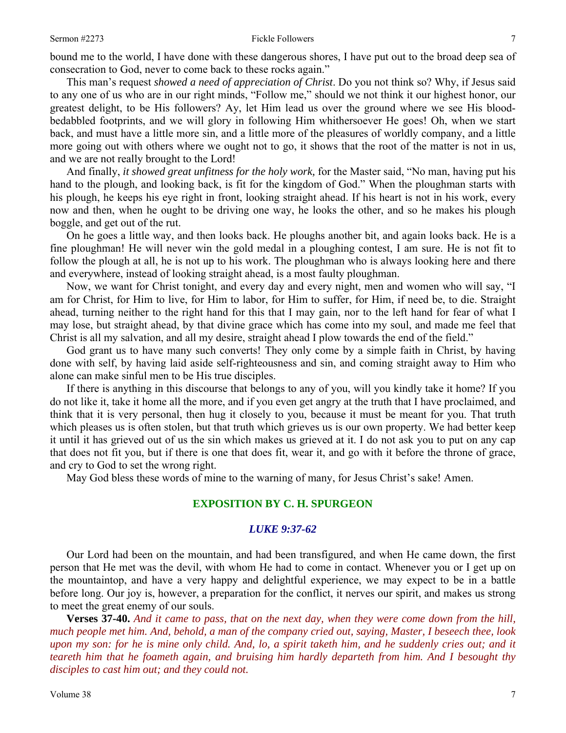bound me to the world, I have done with these dangerous shores, I have put out to the broad deep sea of consecration to God, never to come back to these rocks again."

This man's request *showed a need of appreciation of Christ*. Do you not think so? Why, if Jesus said to any one of us who are in our right minds, "Follow me," should we not think it our highest honor, our greatest delight, to be His followers? Ay, let Him lead us over the ground where we see His blood-bedabbled footprints, and we will glory in following Him whithersoever He goes! Oh, when we start back, and must have a little more sin, and a little more of the pleasures of worldly company, and a little more going out with others where we ought not to go, it shows that the root of the matter is not in us, and we are not really brought to the Lord!

And finally, *it showed great unfitness for the holy work,* for the Master said, "No man, having put his hand to the plough, and looking back, is fit for the kingdom of God." When the ploughman starts with his plough, he keeps his eye right in front, looking straight ahead. If his heart is not in his work, every now and then, when he ought to be driving one way, he looks the other, and so he makes his plough boggle, and get out of the rut.

On he goes a little way, and then looks back. He ploughs another bit, and again looks back. He is a fine ploughman! He will never win the gold medal in a ploughing contest, I am sure. He is not fit to follow the plough at all, he is not up to his work. The ploughman who is always looking here and there and everywhere, instead of looking straight ahead, is a most faulty ploughman.

Now, we want for Christ tonight, and every day and every night, men and women who will say, "I am for Christ, for Him to live, for Him to labor, for Him to suffer, for Him, if need be, to die. Straight ahead, turning neither to the right hand for this that I may gain, nor to the left hand for fear of what I may lose, but straight ahead, by that divine grace which has come into my soul, and made me feel that Christ is all my salvation, and all my desire, straight ahead I plow towards the end of the field."

God grant us to have many such converts! They only come by a simple faith in Christ, by having done with self, by having laid aside self-righteousness and sin, and coming straight away to Him who alone can make sinful men to be His true disciples.

If there is anything in this discourse that belongs to any of you, will you kindly take it home? If you do not like it, take it home all the more, and if you even get angry at the truth that I have proclaimed, and think that it is very personal, then hug it closely to you, because it must be meant for you. That truth which pleases us is often stolen, but that truth which grieves us is our own property. We had better keep it until it has grieved out of us the sin which makes us grieved at it. I do not ask you to put on any cap that does not fit you, but if there is one that does fit, wear it, and go with it before the throne of grace, and cry to God to set the wrong right.

May God bless these words of mine to the warning of many, for Jesus Christ's sake! Amen.

## EXPOSITION BY C. H. SPURGEON

### *LUKE 9:37-62*

Our Lord had been on the mountain, and had been transfigured, and when He came down, the first person that He met was the devil, with whom He had to come in contact. Whenever you or I get up on the mountaintop, and have a very happy and delightful experience, we may expect to be in a battle before long. Our joy is, however, a preparation for the conflict, it nerves our spirit, and makes us strong to meet the great enemy of our souls.

**Verses 37-40.** *And it came to pass, that on the next day, when they were come down from the hill, much people met him. And, behold, a man of the company cried out, saying, Master, I beseech thee, look upon my son: for he is mine only child. And, lo, a spirit taketh him, and he suddenly cries out; and it teareth him that he foameth again, and bruising him hardly departeth from him. And I besought thy disciples to cast him out; and they could not.*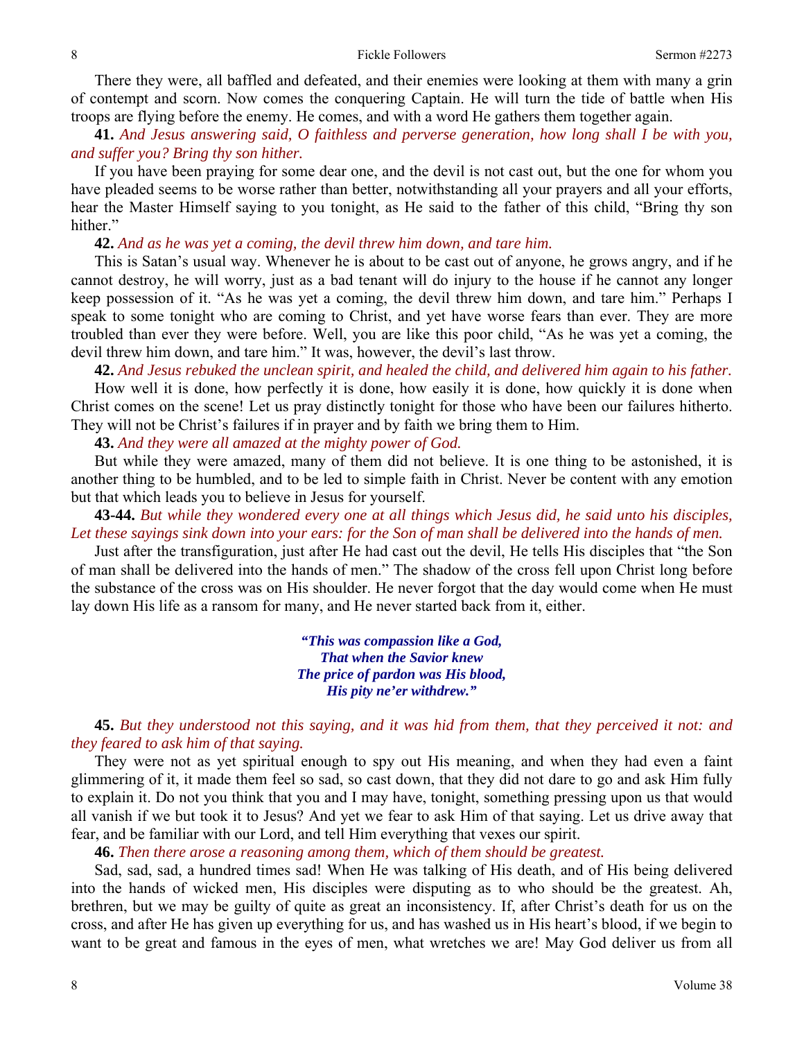There they were, all baffled and defeated, and their enemies were looking at them with many a grin of contempt and scorn. Now comes the conquering Captain. He will turn the tide of battle when His troops are flying before the enemy. He comes, and with a word He gathers them together again.

**41.** *And Jesus answering said, O faithless and perverse generation, how long shall I be with you, and suffer you? Bring thy son hither.*

If you have been praying for some dear one, and the devil is not cast out, but the one for whom you have pleaded seems to be worse rather than better, notwithstanding all your prayers and all your efforts, hear the Master Himself saying to you tonight, as He said to the father of this child, "Bring thy son hither."

**42.** *And as he was yet a coming, the devil threw him down, and tare him.*

This is Satan's usual way. Whenever he is about to be cast out of anyone, he grows angry, and if he cannot destroy, he will worry, just as a bad tenant will do injury to the house if he cannot any longer keep possession of it. "As he was yet a coming, the devil threw him down, and tare him." Perhaps I speak to some tonight who are coming to Christ, and yet have worse fears than ever. They are more troubled than ever they were before. Well, you are like this poor child, "As he was yet a coming, the devil threw him down, and tare him." It was, however, the devil's last throw.

**42.** *And Jesus rebuked the unclean spirit, and healed the child, and delivered him again to his father.*

How well it is done, how perfectly it is done, how easily it is done, how quickly it is done when Christ comes on the scene! Let us pray distinctly tonight for those who have been our failures hitherto. They will not be Christ's failures if in prayer and by faith we bring them to Him.

**43.** *And they were all amazed at the mighty power of God.*

But while they were amazed, many of them did not believe. It is one thing to be astonished, it is another thing to be humbled, and to be led to simple faith in Christ. Never be content with any emotion but that which leads you to believe in Jesus for yourself.

**43-44.** *But while they wondered every one at all things which Jesus did, he said unto his disciples, Let these sayings sink down into your ears: for the Son of man shall be delivered into the hands of men.*

Just after the transfiguration, just after He had cast out the devil, He tells His disciples that "the Son of man shall be delivered into the hands of men." The shadow of the cross fell upon Christ long before the substance of the cross was on His shoulder. He never forgot that the day would come when He must lay down His life as a ransom for many, and He never started back from it, either.

> ***"This was compassion like a God,***
> ***That when the Savior knew***
> ***The price of pardon was His blood,***
> ***His pity ne'er withdrew."***

**45.** *But they understood not this saying, and it was hid from them, that they perceived it not: and they feared to ask him of that saying.*

They were not as yet spiritual enough to spy out His meaning, and when they had even a faint glimmering of it, it made them feel so sad, so cast down, that they did not dare to go and ask Him fully to explain it. Do not you think that you and I may have, tonight, something pressing upon us that would all vanish if we but took it to Jesus? And yet we fear to ask Him of that saying. Let us drive away that fear, and be familiar with our Lord, and tell Him everything that vexes our spirit.

**46.** *Then there arose a reasoning among them, which of them should be greatest.*

Sad, sad, sad, a hundred times sad! When He was talking of His death, and of His being delivered into the hands of wicked men, His disciples were disputing as to who should be the greatest. Ah, brethren, but we may be guilty of quite as great an inconsistency. If, after Christ's death for us on the cross, and after He has given up everything for us, and has washed us in His heart's blood, if we begin to want to be great and famous in the eyes of men, what wretches we are! May God deliver us from all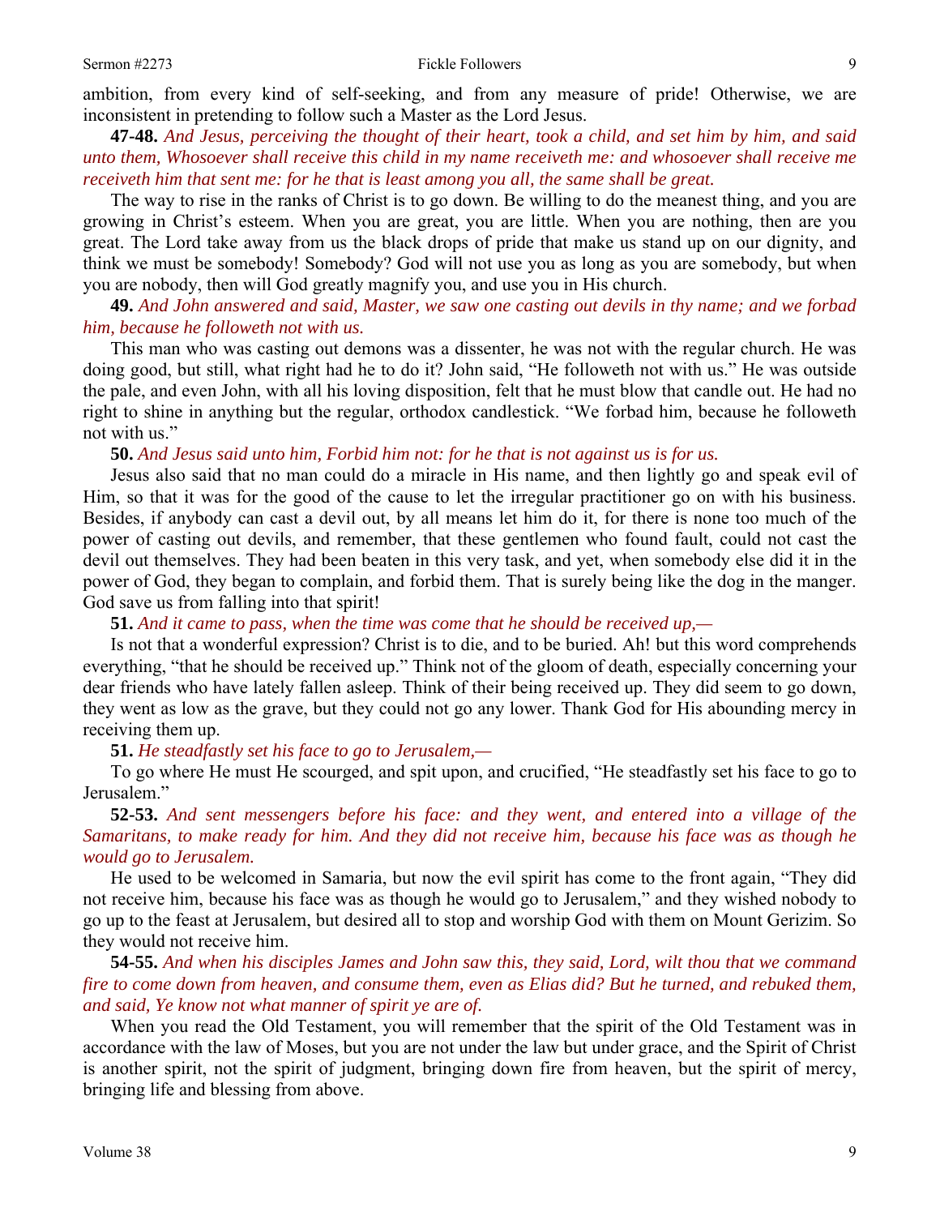ambition, from every kind of self-seeking, and from any measure of pride! Otherwise, we are inconsistent in pretending to follow such a Master as the Lord Jesus.

**47-48.** *And Jesus, perceiving the thought of their heart, took a child, and set him by him, and said unto them, Whosoever shall receive this child in my name receiveth me: and whosoever shall receive me receiveth him that sent me: for he that is least among you all, the same shall be great.*

The way to rise in the ranks of Christ is to go down. Be willing to do the meanest thing, and you are growing in Christ's esteem. When you are great, you are little. When you are nothing, then are you great. The Lord take away from us the black drops of pride that make us stand up on our dignity, and think we must be somebody! Somebody? God will not use you as long as you are somebody, but when you are nobody, then will God greatly magnify you, and use you in His church.

**49.** *And John answered and said, Master, we saw one casting out devils in thy name; and we forbad him, because he followeth not with us.*

This man who was casting out demons was a dissenter, he was not with the regular church. He was doing good, but still, what right had he to do it? John said, "He followeth not with us." He was outside the pale, and even John, with all his loving disposition, felt that he must blow that candle out. He had no right to shine in anything but the regular, orthodox candlestick. "We forbad him, because he followeth not with us."

**50.** *And Jesus said unto him, Forbid him not: for he that is not against us is for us.*

Jesus also said that no man could do a miracle in His name, and then lightly go and speak evil of Him, so that it was for the good of the cause to let the irregular practitioner go on with his business. Besides, if anybody can cast a devil out, by all means let him do it, for there is none too much of the power of casting out devils, and remember, that these gentlemen who found fault, could not cast the devil out themselves. They had been beaten in this very task, and yet, when somebody else did it in the power of God, they began to complain, and forbid them. That is surely being like the dog in the manger. God save us from falling into that spirit!

**51.** *And it came to pass, when the time was come that he should be received up,—*

Is not that a wonderful expression? Christ is to die, and to be buried. Ah! but this word comprehends everything, "that he should be received up." Think not of the gloom of death, especially concerning your dear friends who have lately fallen asleep. Think of their being received up. They did seem to go down, they went as low as the grave, but they could not go any lower. Thank God for His abounding mercy in receiving them up.

**51.** *He steadfastly set his face to go to Jerusalem,—*

To go where He must He scourged, and spit upon, and crucified, "He steadfastly set his face to go to Jerusalem."

**52-53.** *And sent messengers before his face: and they went, and entered into a village of the Samaritans, to make ready for him. And they did not receive him, because his face was as though he would go to Jerusalem.*

He used to be welcomed in Samaria, but now the evil spirit has come to the front again, "They did not receive him, because his face was as though he would go to Jerusalem," and they wished nobody to go up to the feast at Jerusalem, but desired all to stop and worship God with them on Mount Gerizim. So they would not receive him.

**54-55.** *And when his disciples James and John saw this, they said, Lord, wilt thou that we command fire to come down from heaven, and consume them, even as Elias did? But he turned, and rebuked them, and said, Ye know not what manner of spirit ye are of.*

When you read the Old Testament, you will remember that the spirit of the Old Testament was in accordance with the law of Moses, but you are not under the law but under grace, and the Spirit of Christ is another spirit, not the spirit of judgment, bringing down fire from heaven, but the spirit of mercy, bringing life and blessing from above.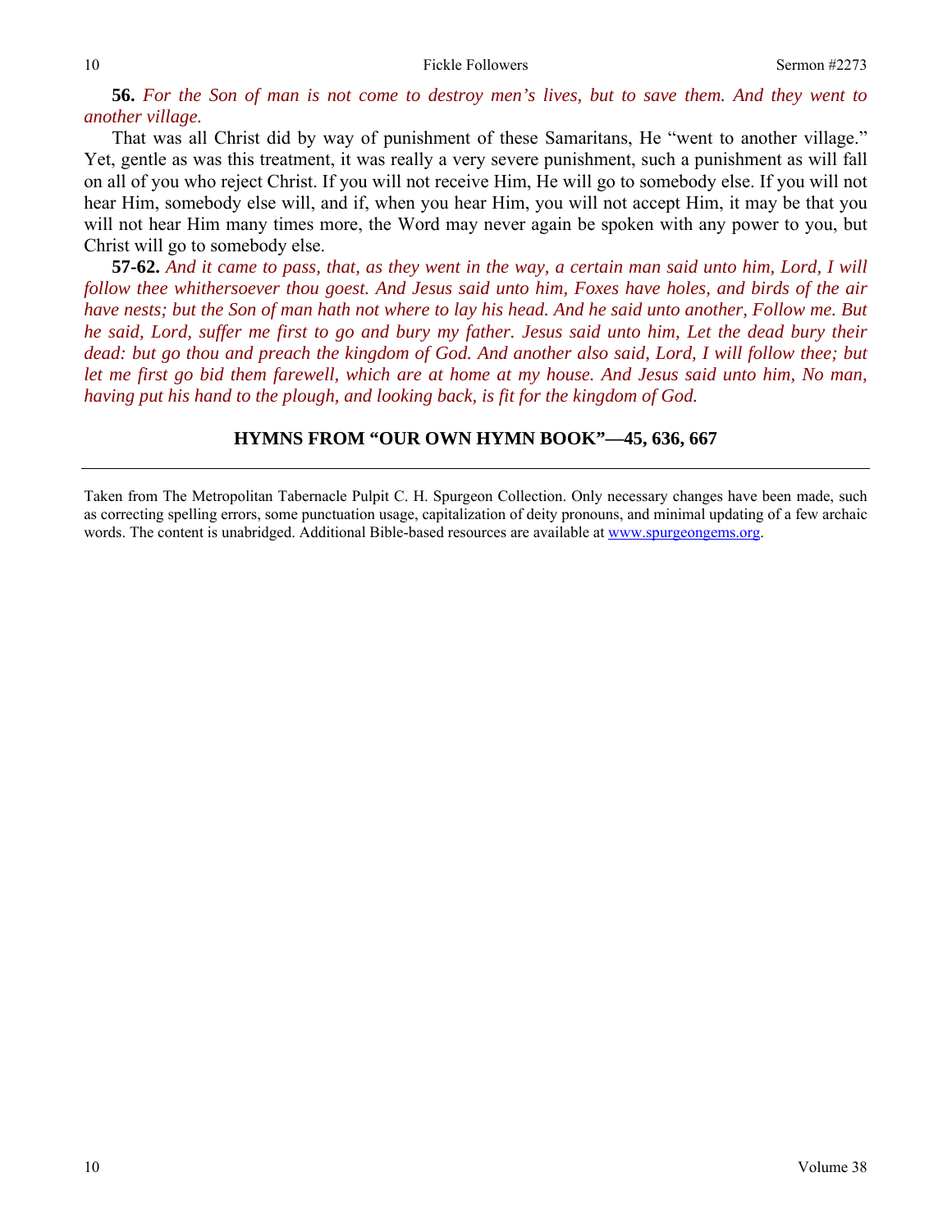**56.** *For the Son of man is not come to destroy men's lives, but to save them. And they went to another village.*

That was all Christ did by way of punishment of these Samaritans, He "went to another village." Yet, gentle as was this treatment, it was really a very severe punishment, such a punishment as will fall on all of you who reject Christ. If you will not receive Him, He will go to somebody else. If you will not hear Him, somebody else will, and if, when you hear Him, you will not accept Him, it may be that you will not hear Him many times more, the Word may never again be spoken with any power to you, but Christ will go to somebody else.

**57-62.** *And it came to pass, that, as they went in the way, a certain man said unto him, Lord, I will follow thee whithersoever thou goest. And Jesus said unto him, Foxes have holes, and birds of the air have nests; but the Son of man hath not where to lay his head. And he said unto another, Follow me. But he said, Lord, suffer me first to go and bury my father. Jesus said unto him, Let the dead bury their dead: but go thou and preach the kingdom of God. And another also said, Lord, I will follow thee; but let me first go bid them farewell, which are at home at my house. And Jesus said unto him, No man, having put his hand to the plough, and looking back, is fit for the kingdom of God.*

**HYMNS FROM "OUR OWN HYMN BOOK"—45, 636, 667**

---

Taken from The Metropolitan Tabernacle Pulpit C. H. Spurgeon Collection. Only necessary changes have been made, such as correcting spelling errors, some punctuation usage, capitalization of deity pronouns, and minimal updating of a few archaic words. The content is unabridged. Additional Bible-based resources are available at www.spurgeongems.org.